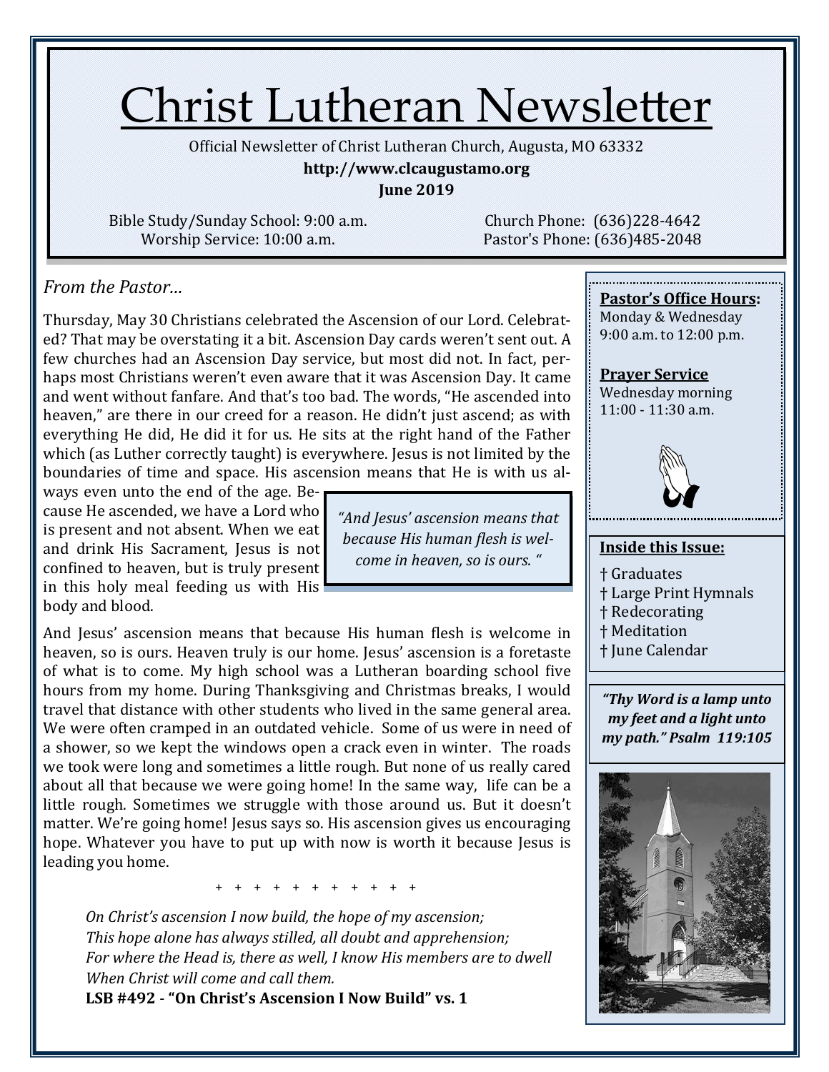# Christ Lutheran Newsletter

Official Newsletter of Christ Lutheran Church, Augusta, MO 63332

**http://www.clcaugustamo.org**

**June 2019**

Bible Study/Sunday School: 9:00 a.m.
Worship Service: 10:00 a.m.

Church Phone: (636)228-4642
Pastor's Phone: (636)485-2048

## *From the Pastor…*

Thursday, May 30 Christians celebrated the Ascension of our Lord. Celebrated? That may be overstating it a bit. Ascension Day cards weren't sent out. A few churches had an Ascension Day service, but most did not. In fact, perhaps most Christians weren't even aware that it was Ascension Day. It came and went without fanfare. And that's too bad. The words, "He ascended into heaven," are there in our creed for a reason. He didn't just ascend; as with everything He did, He did it for us. He sits at the right hand of the Father which (as Luther correctly taught) is everywhere. Jesus is not limited by the boundaries of time and space. His ascension means that He is with us always even unto the end of the age. Because He ascended, we have a Lord who is present and not absent. When we eat and drink His Sacrament, Jesus is not confined to heaven, but is truly present in this holy meal feeding us with His body and blood.

> *"And Jesus' ascension means that because His human flesh is welcome in heaven, so is ours. "*

And Jesus' ascension means that because His human flesh is welcome in heaven, so is ours. Heaven truly is our home. Jesus' ascension is a foretaste of what is to come. My high school was a Lutheran boarding school five hours from my home. During Thanksgiving and Christmas breaks, I would travel that distance with other students who lived in the same general area. We were often cramped in an outdated vehicle. Some of us were in need of a shower, so we kept the windows open a crack even in winter. The roads we took were long and sometimes a little rough. But none of us really cared about all that because we were going home! In the same way, life can be a little rough. Sometimes we struggle with those around us. But it doesn't matter. We're going home! Jesus says so. His ascension gives us encouraging hope. Whatever you have to put up with now is worth it because Jesus is leading you home.

+ + + + + + + + + + + +

*On Christ's ascension I now build, the hope of my ascension;*
*This hope alone has always stilled, all doubt and apprehension;*
*For where the Head is, there as well, I know His members are to dwell*
*When Christ will come and call them.*
**LSB #492 - "On Christ's Ascension I Now Build" vs. 1**

**Pastor's Office Hours:**
Monday & Wednesday
9:00 a.m. to 12:00 p.m.

**Prayer Service**
Wednesday morning
11:00 - 11:30 a.m.

**Inside this Issue:**

† Graduates
† Large Print Hymnals
† Redecorating
† Meditation
† June Calendar

***"Thy Word is a lamp unto my feet and a light unto my path." Psalm 119:105***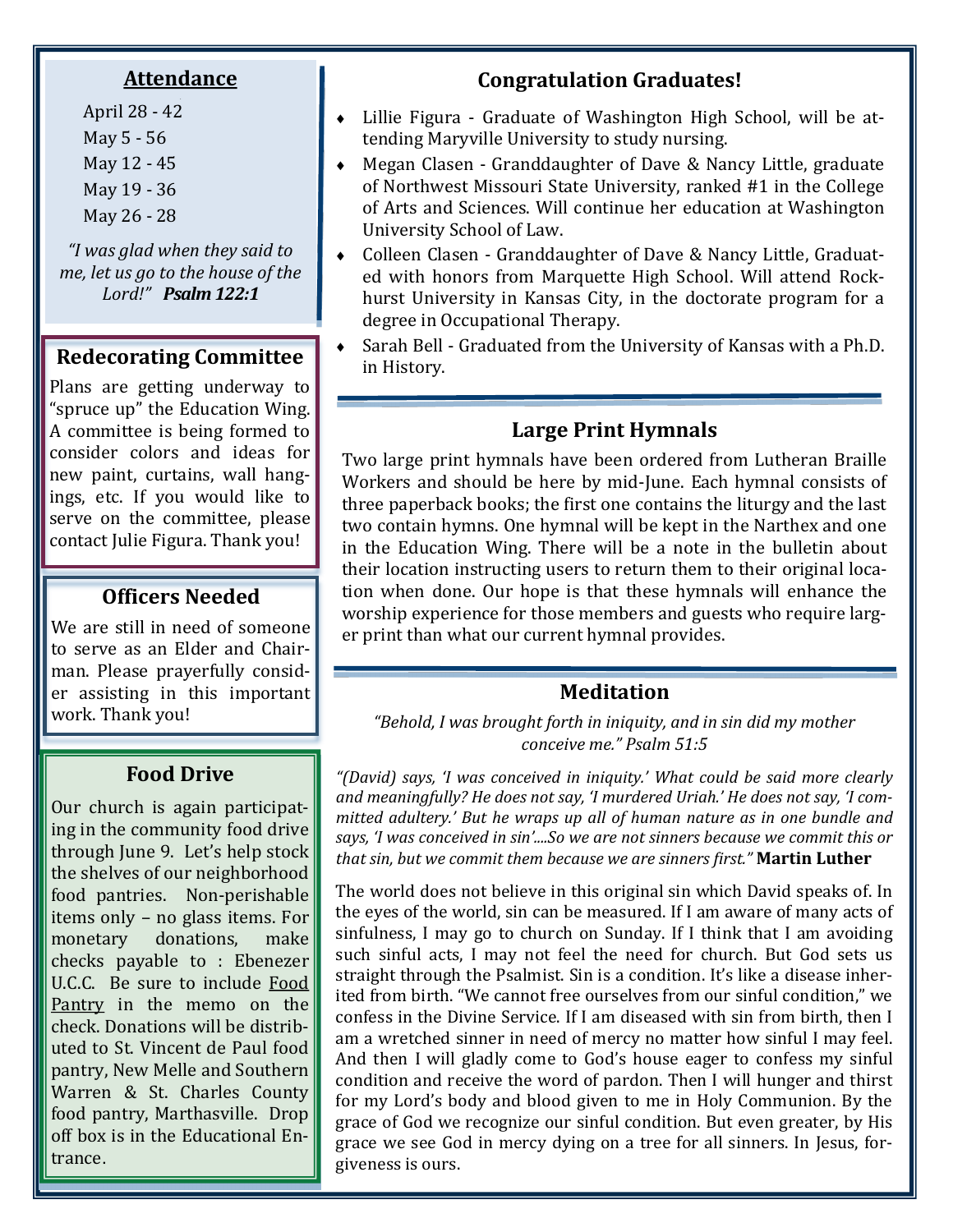## Attendance

April 28 - 42
May 5 - 56
May 12 - 45
May 19 - 36
May 26 - 28

*"I was glad when they said to me, let us go to the house of the Lord!"* ***Psalm 122:1***

## Redecorating Committee

Plans are getting underway to "spruce up" the Education Wing. A committee is being formed to consider colors and ideas for new paint, curtains, wall hangings, etc. If you would like to serve on the committee, please contact Julie Figura. Thank you!

## Officers Needed

We are still in need of someone to serve as an Elder and Chairman. Please prayerfully consider assisting in this important work. Thank you!

## Food Drive

Our church is again participating in the community food drive through June 9. Let's help stock the shelves of our neighborhood food pantries. Non-perishable items only – no glass items. For monetary donations, make checks payable to : Ebenezer U.C.C. Be sure to include Food Pantry in the memo on the check. Donations will be distributed to St. Vincent de Paul food pantry, New Melle and Southern Warren & St. Charles County food pantry, Marthasville. Drop off box is in the Educational Entrance.

## Congratulation Graduates!

- Lillie Figura - Graduate of Washington High School, will be attending Maryville University to study nursing.
- Megan Clasen - Granddaughter of Dave & Nancy Little, graduate of Northwest Missouri State University, ranked #1 in the College of Arts and Sciences. Will continue her education at Washington University School of Law.
- Colleen Clasen - Granddaughter of Dave & Nancy Little, Graduated with honors from Marquette High School. Will attend Rockhurst University in Kansas City, in the doctorate program for a degree in Occupational Therapy.
- Sarah Bell - Graduated from the University of Kansas with a Ph.D. in History.

## Large Print Hymnals

Two large print hymnals have been ordered from Lutheran Braille Workers and should be here by mid-June. Each hymnal consists of three paperback books; the first one contains the liturgy and the last two contain hymns. One hymnal will be kept in the Narthex and one in the Education Wing. There will be a note in the bulletin about their location instructing users to return them to their original location when done. Our hope is that these hymnals will enhance the worship experience for those members and guests who require larger print than what our current hymnal provides.

## Meditation

*"Behold, I was brought forth in iniquity, and in sin did my mother conceive me." Psalm 51:5*

*"(David) says, 'I was conceived in iniquity.' What could be said more clearly and meaningfully? He does not say, 'I murdered Uriah.' He does not say, 'I committed adultery.' But he wraps up all of human nature as in one bundle and says, 'I was conceived in sin'....So we are not sinners because we commit this or that sin, but we commit them because we are sinners first."* **Martin Luther**

The world does not believe in this original sin which David speaks of. In the eyes of the world, sin can be measured. If I am aware of many acts of sinfulness, I may go to church on Sunday. If I think that I am avoiding such sinful acts, I may not feel the need for church. But God sets us straight through the Psalmist. Sin is a condition. It's like a disease inherited from birth. "We cannot free ourselves from our sinful condition," we confess in the Divine Service. If I am diseased with sin from birth, then I am a wretched sinner in need of mercy no matter how sinful I may feel. And then I will gladly come to God's house eager to confess my sinful condition and receive the word of pardon. Then I will hunger and thirst for my Lord's body and blood given to me in Holy Communion. By the grace of God we recognize our sinful condition. But even greater, by His grace we see God in mercy dying on a tree for all sinners. In Jesus, forgiveness is ours.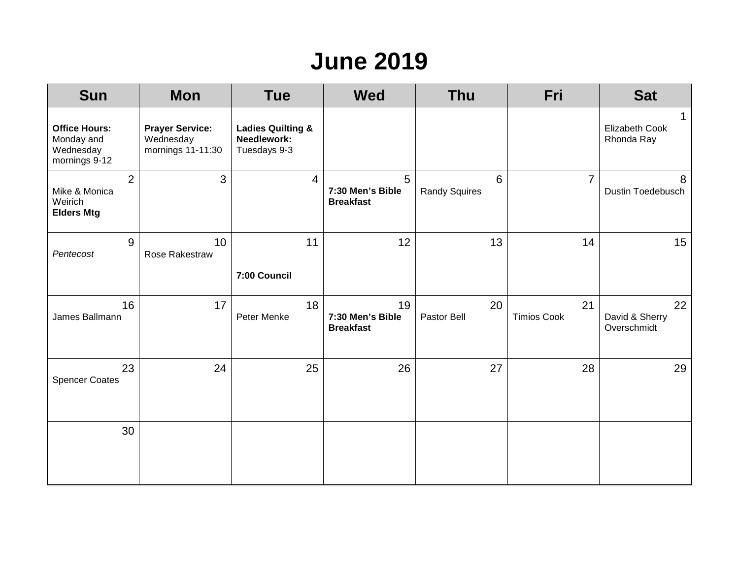# June 2019

| Sun | Mon | Tue | Wed | Thu | Fri | Sat |
|---|---|---|---|---|---|---|
| **Office Hours:** Monday and Wednesday mornings 9-12 | **Prayer Service:** Wednesday mornings 11-11:30 | **Ladies Quilting & Needlework:** Tuesdays 9-3 | | | | 1 Elizabeth Cook Rhonda Ray |
| 2 Mike & Monica Weirich **Elders Mtg** | 3 | 4 | 5 **7:30 Men's Bible Breakfast** | 6 Randy Squires | 7 | 8 Dustin Toedebusch |
| 9 *Pentecost* | 10 Rose Rakestraw | 11 **7:00 Council** | 12 | 13 | 14 | 15 |
| 16 James Ballmann | 17 | 18 Peter Menke | 19 **7:30 Men's Bible Breakfast** | 20 Pastor Bell | 21 Timios Cook | 22 David & Sherry Overschmidt |
| 23 Spencer Coates | 24 | 25 | 26 | 27 | 28 | 29 |
| 30 | | | | | | |